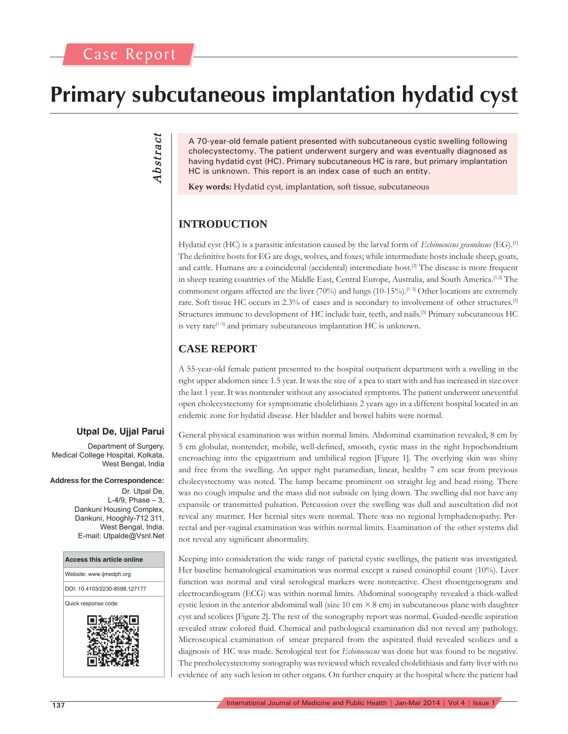Case Report

# Primary subcutaneous implantation hydatid cyst

**Abstract**

A 70-year-old female patient presented with subcutaneous cystic swelling following cholecystectomy. The patient underwent surgery and was eventually diagnosed as having hydatid cyst (HC). Primary subcutaneous HC is rare, but primary implantation HC is unknown. This report is an index case of such an entity.

**Key words:** Hydatid cyst, implantation, soft tissue, subcutaneous

**Utpal De, Ujjal Parui**

Department of Surgery, Medical College Hospital, Kolkata, West Bengal, India

**Address for the Correspondence:**
Dr. Utpal De,
L-4/9, Phase – 3,
Dankuni Housing Complex,
Dankuni, Hooghly-712 311,
West Bengal, India.
E-mail: Utpalde@Vsnl.Net

| Access this article online |
|---|
| Website: www.ijmedph.org |
| DOI: 10.4103/2230-8598.127177 |
| Quick response code: |

## INTRODUCTION

Hydatid cyst (HC) is a parasitic infestation caused by the larval form of *Echinococcus granulosus* (EG).[1] The definitive hosts for EG are dogs, wolves, and foxes; while intermediate hosts include sheep, goats, and cattle. Humans are a coincidental (accidental) intermediate host.[2] The disease is more frequent in sheep rearing countries of the Middle East, Central Europe, Australia, and South America.[1,2] The commonest organs affected are the liver (70%) and lungs (10-15%).[1-3] Other locations are extremely rare. Soft tissue HC occurs in 2.3% of cases and is secondary to involvement of other structures.[3] Structures immune to development of HC include hair, teeth, and nails.[3] Primary subcutaneous HC is very rare[1-5] and primary subcutaneous implantation HC is unknown.

## CASE REPORT

A 55-year-old female patient presented to the hospital outpatient department with a swelling in the right upper abdomen since 1.5 year. It was the size of a pea to start with and has increased in size over the last 1 year. It was nontender without any associated symptoms. The patient underwent uneventful open cholecystectomy for symptomatic cholelithiasis 2 years ago in a different hospital located in an endemic zone for hydatid disease. Her bladder and bowel habits were normal.

General physical examination was within normal limits. Abdominal examination revealed, 8 cm by 5 cm globular, nontender, mobile, well-defined, smooth, cystic mass in the right hypochondrium encroaching into the epigastrium and umbilical region [Figure 1]. The overlying skin was shiny and free from the swelling. An upper right paramedian, linear, healthy 7 cm scar from previous cholecystectomy was noted. The lump became prominent on straight leg and head rising. There was no cough impulse and the mass did not subside on lying down. The swelling did not have any expansile or transmitted pulsation. Percussion over the swelling was dull and auscultation did not reveal any murmer. Her hernial sites were normal. There was no regional lymphadenopathy. Per-rectal and per-vaginal examination was within normal limits. Examination of the other systems did not reveal any significant abnormality.

Keeping into consideration the wide range of parietal cystic swellings, the patient was investigated. Her baseline hematological examination was normal except a raised eosinophil count (10%). Liver function was normal and viral serological markers were nonreactive. Chest rhoentgenogram and electrocardiogram (ECG) was within normal limits. Abdominal sonography revealed a thick-walled cystic lesion in the anterior abdominal wall (size 10 cm × 8 cm) in subcutaneous plane with daughter cyst and scolices [Figure 2]. The rest of the sonography report was normal. Guided-needle aspiration revealed straw colored fluid. Chemical and pathological examination did not reveal any pathology. Microscopical examination of smear prepared from the aspirated fluid revealed scolices and a diagnosis of HC was made. Serological test for *Echinococcus* was done but was found to be negative. The precholecystectomy sonography was reviewed which revealed cholelithiasis and fatty liver with no evidence of any such lesion in other organs. On further enquiry at the hospital where the patient had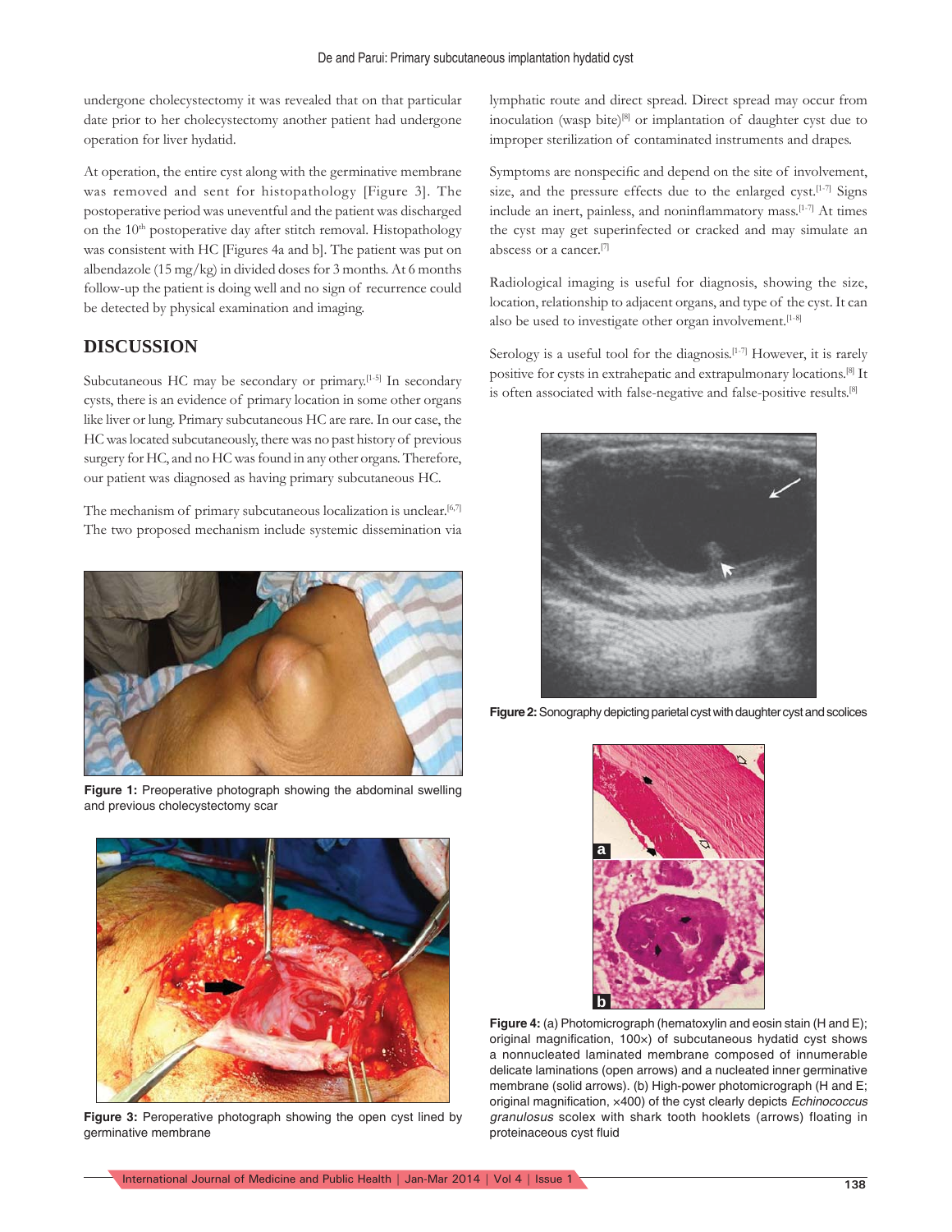undergone cholecystectomy it was revealed that on that particular date prior to her cholecystectomy another patient had undergone operation for liver hydatid.

At operation, the entire cyst along with the germinative membrane was removed and sent for histopathology [Figure 3]. The postoperative period was uneventful and the patient was discharged on the 10th postoperative day after stitch removal. Histopathology was consistent with HC [Figures 4a and b]. The patient was put on albendazole (15 mg/kg) in divided doses for 3 months. At 6 months follow-up the patient is doing well and no sign of recurrence could be detected by physical examination and imaging.

## DISCUSSION

Subcutaneous HC may be secondary or primary.[1-5] In secondary cysts, there is an evidence of primary location in some other organs like liver or lung. Primary subcutaneous HC are rare. In our case, the HC was located subcutaneously, there was no past history of previous surgery for HC, and no HC was found in any other organs. Therefore, our patient was diagnosed as having primary subcutaneous HC.

The mechanism of primary subcutaneous localization is unclear.[6,7] The two proposed mechanism include systemic dissemination via lymphatic route and direct spread. Direct spread may occur from inoculation (wasp bite)[8] or implantation of daughter cyst due to improper sterilization of contaminated instruments and drapes.

Symptoms are nonspecific and depend on the site of involvement, size, and the pressure effects due to the enlarged cyst.[1-7] Signs include an inert, painless, and noninflammatory mass.[1-7] At times the cyst may get superinfected or cracked and may simulate an abscess or a cancer.[7]

Radiological imaging is useful for diagnosis, showing the size, location, relationship to adjacent organs, and type of the cyst. It can also be used to investigate other organ involvement.[1-8]

Serology is a useful tool for the diagnosis.[1-7] However, it is rarely positive for cysts in extrahepatic and extrapulmonary locations.[8] It is often associated with false-negative and false-positive results.[8]

**Figure 1:** Preoperative photograph showing the abdominal swelling and previous cholecystectomy scar

**Figure 2:** Sonography depicting parietal cyst with daughter cyst and scolices

**Figure 3:** Peroperative photograph showing the open cyst lined by germinative membrane

**Figure 4:** (a) Photomicrograph (hematoxylin and eosin stain (H and E); original magnification, 100×) of subcutaneous hydatid cyst shows a nonnucleated laminated membrane composed of innumerable delicate laminations (open arrows) and a nucleated inner germinative membrane (solid arrows). (b) High-power photomicrograph (H and E; original magnification, ×400) of the cyst clearly depicts *Echinococcus granulosus* scolex with shark tooth hooklets (arrows) floating in proteinaceous cyst fluid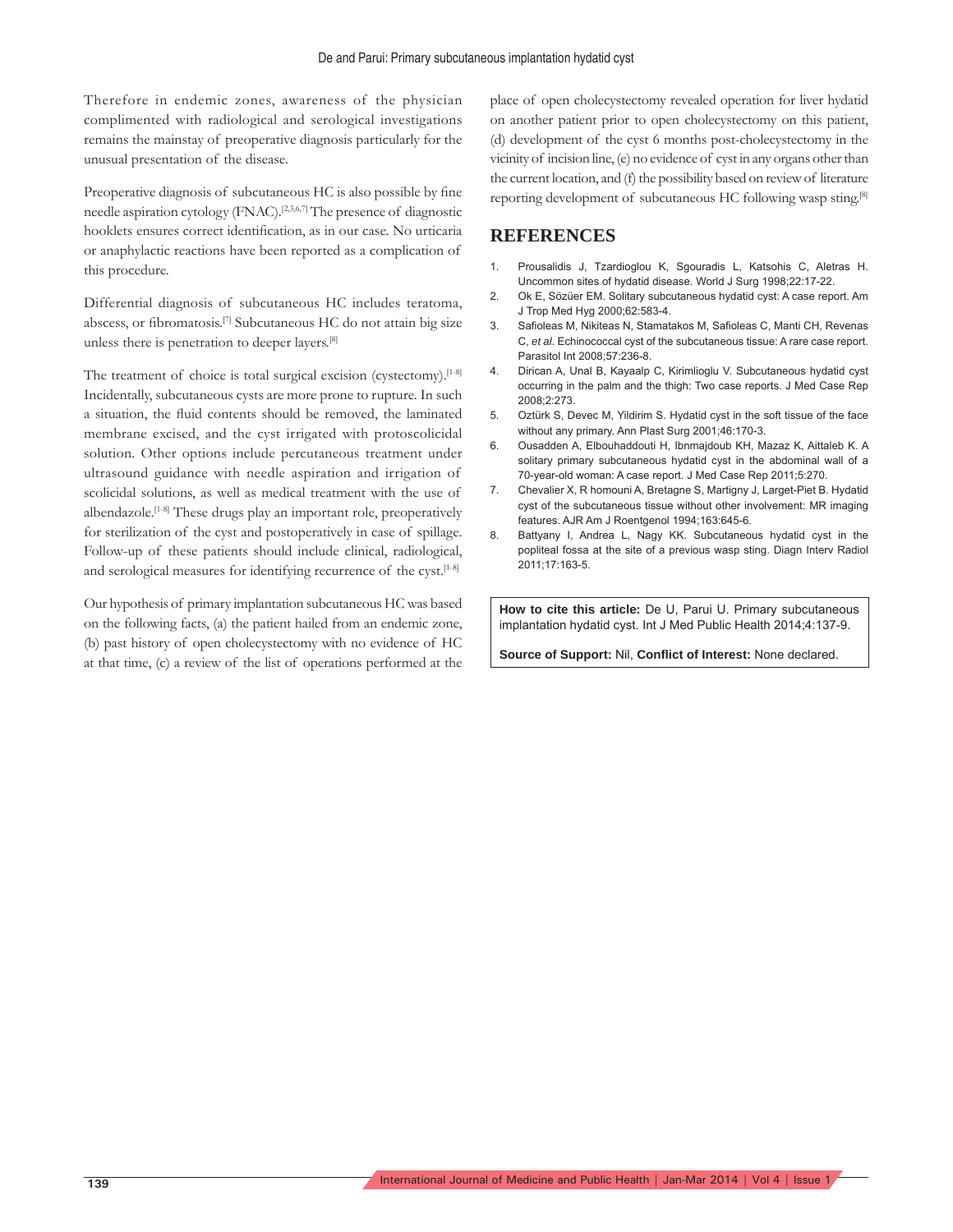Therefore in endemic zones, awareness of the physician complimented with radiological and serological investigations remains the mainstay of preoperative diagnosis particularly for the unusual presentation of the disease.

Preoperative diagnosis of subcutaneous HC is also possible by fine needle aspiration cytology (FNAC).[2,3,6,7] The presence of diagnostic hooklets ensures correct identification, as in our case. No urticaria or anaphylactic reactions have been reported as a complication of this procedure.

Differential diagnosis of subcutaneous HC includes teratoma, abscess, or fibromatosis.[7] Subcutaneous HC do not attain big size unless there is penetration to deeper layers.[8]

The treatment of choice is total surgical excision (cystectomy).[1-8] Incidentally, subcutaneous cysts are more prone to rupture. In such a situation, the fluid contents should be removed, the laminated membrane excised, and the cyst irrigated with protoscolicidal solution. Other options include percutaneous treatment under ultrasound guidance with needle aspiration and irrigation of scolicidal solutions, as well as medical treatment with the use of albendazole.[1-8] These drugs play an important role, preoperatively for sterilization of the cyst and postoperatively in case of spillage. Follow-up of these patients should include clinical, radiological, and serological measures for identifying recurrence of the cyst.[1-8]

Our hypothesis of primary implantation subcutaneous HC was based on the following facts, (a) the patient hailed from an endemic zone, (b) past history of open cholecystectomy with no evidence of HC at that time, (c) a review of the list of operations performed at the place of open cholecystectomy revealed operation for liver hydatid on another patient prior to open cholecystectomy on this patient, (d) development of the cyst 6 months post-cholecystectomy in the vicinity of incision line, (e) no evidence of cyst in any organs other than the current location, and (f) the possibility based on review of literature reporting development of subcutaneous HC following wasp sting.[8]

## REFERENCES

1. Prousalidis J, Tzardioglou K, Sgouradis L, Katsohis C, Aletras H. Uncommon sites of hydatid disease. World J Surg 1998;22:17-22.
2. Ok E, Sözüer EM. Solitary subcutaneous hydatid cyst: A case report. Am J Trop Med Hyg 2000;62:583-4.
3. Safioleas M, Nikiteas N, Stamatakos M, Safioleas C, Manti CH, Revenas C, *et al*. Echinococcal cyst of the subcutaneous tissue: A rare case report. Parasitol Int 2008;57:236-8.
4. Dirican A, Unal B, Kayaalp C, Kirimlioglu V. Subcutaneous hydatid cyst occurring in the palm and the thigh: Two case reports. J Med Case Rep 2008;2:273.
5. Oztürk S, Devec M, Yildirim S. Hydatid cyst in the soft tissue of the face without any primary. Ann Plast Surg 2001;46:170-3.
6. Ousadden A, Elbouhaddouti H, Ibnmajdoub KH, Mazaz K, Aittaleb K. A solitary primary subcutaneous hydatid cyst in the abdominal wall of a 70-year-old woman: A case report. J Med Case Rep 2011;5:270.
7. Chevalier X, R homouni A, Bretagne S, Martigny J, Larget-Piet B. Hydatid cyst of the subcutaneous tissue without other involvement: MR imaging features. AJR Am J Roentgenol 1994;163:645-6.
8. Battyany I, Andrea L, Nagy KK. Subcutaneous hydatid cyst in the popliteal fossa at the site of a previous wasp sting. Diagn Interv Radiol 2011;17:163-5.

**How to cite this article:** De U, Parui U. Primary subcutaneous implantation hydatid cyst. Int J Med Public Health 2014;4:137-9.

**Source of Support:** Nil, **Conflict of Interest:** None declared.